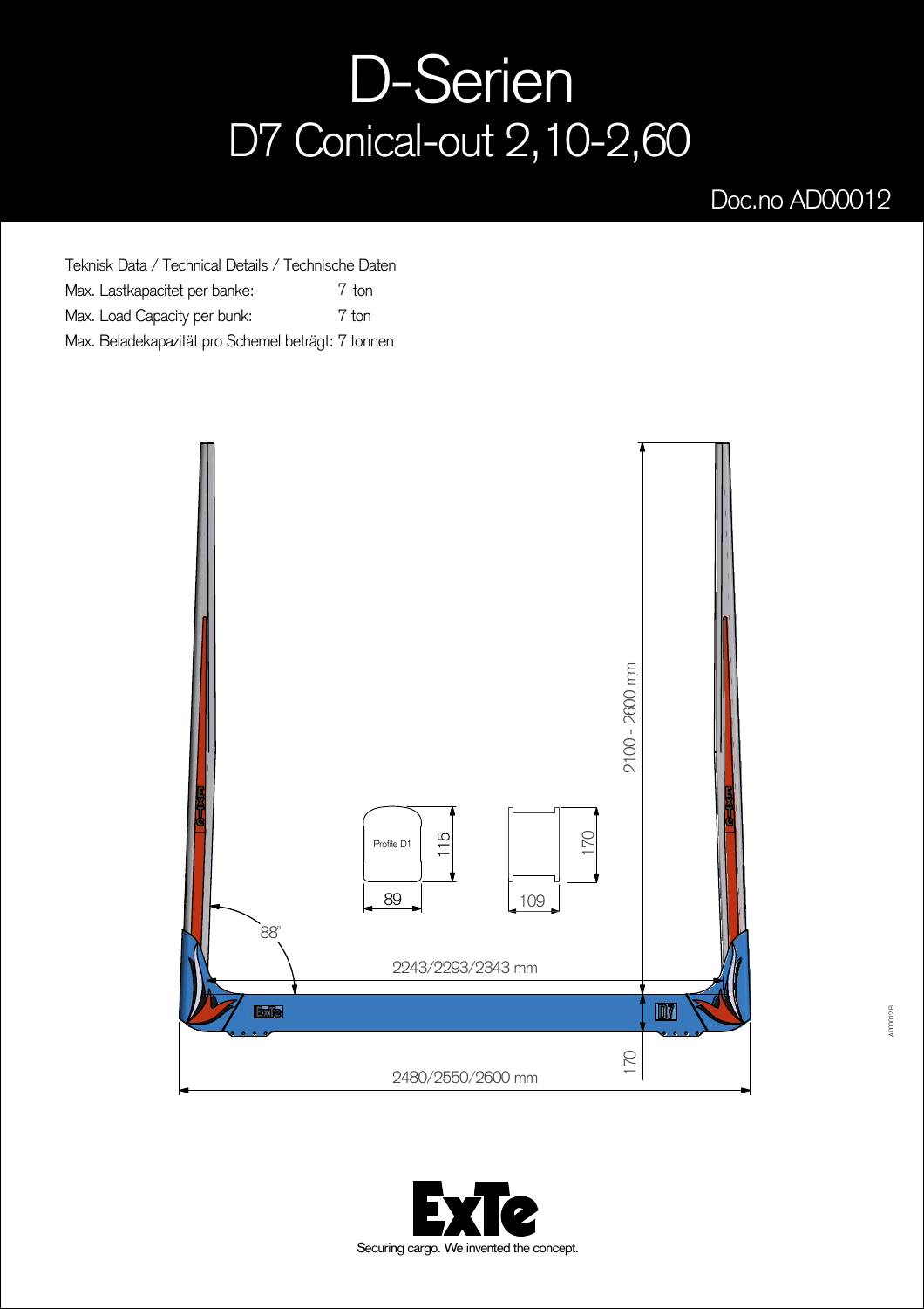# D-Serien

## D7 Conical-out 2,10-2,60

Doc.no AD00012

Teknisk Data / Technical Details / Technische Daten

Max. Lastkapacitet per banke: 7 ton

Max. Load Capacity per bunk: 7 ton

Max. Beladekapazität pro Schemel beträgt: 7 tonnen

2100 - 2600 mm

Profile D1

115

89

170

109

88°

2243/2293/2343 mm

170

2480/2550/2600 mm

ExTe

Securing cargo. We invented the concept.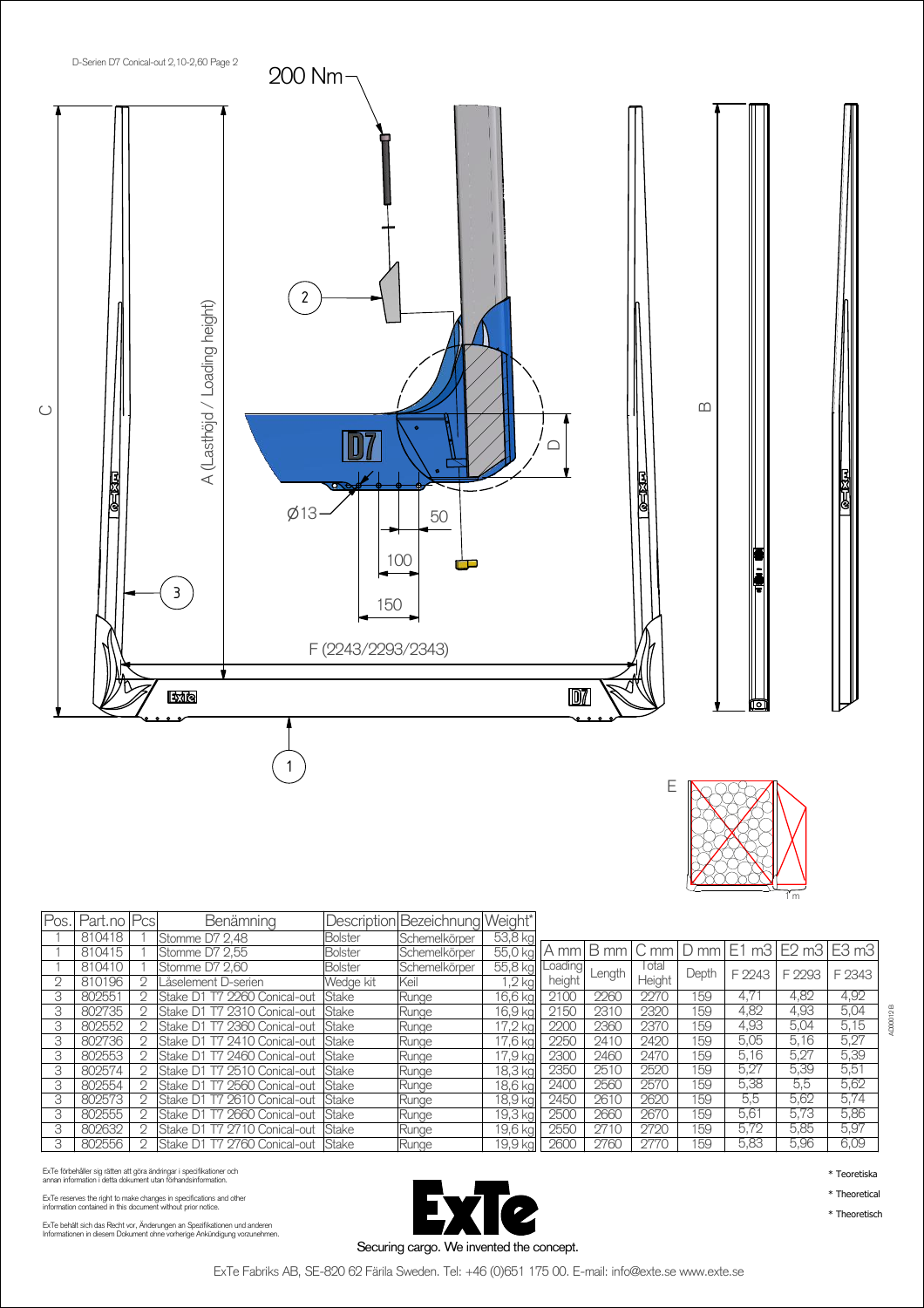200 Nm

A (Lasthöjd / Loading height)

C

B

D

Ø13

50

100

150

F (2243/2293/2343)

E

1 m

| Pos. | Part.no | Pcs | Benämning | Description | Bezeichnung | Weight* |
|---|---|---|---|---|---|---|
| 1 | 810418 | 1 | Stomme D7 2,48 | Bolster | Schemelkörper | 53,8 kg |
| 1 | 810415 | 1 | Stomme D7 2,55 | Bolster | Schemelkörper | 55,0 kg |
| 1 | 810410 | 1 | Stomme D7 2,60 | Bolster | Schemelkörper | 55,8 kg |
| 2 | 810196 | 2 | Låselement D-serien | Wedge kit | Keil | 1,2 kg |
| 3 | 802551 | 2 | Stake D1 T7 2260 Conical-out | Stake | Runge | 16,6 kg |
| 3 | 802735 | 2 | Stake D1 T7 2310 Conical-out | Stake | Runge | 16,9 kg |
| 3 | 802552 | 2 | Stake D1 T7 2360 Conical-out | Stake | Runge | 17,2 kg |
| 3 | 802736 | 2 | Stake D1 T7 2410 Conical-out | Stake | Runge | 17,6 kg |
| 3 | 802553 | 2 | Stake D1 T7 2460 Conical-out | Stake | Runge | 17,9 kg |
| 3 | 802574 | 2 | Stake D1 T7 2510 Conical-out | Stake | Runge | 18,3 kg |
| 3 | 802554 | 2 | Stake D1 T7 2560 Conical-out | Stake | Runge | 18,6 kg |
| 3 | 802573 | 2 | Stake D1 T7 2610 Conical-out | Stake | Runge | 18,9 kg |
| 3 | 802555 | 2 | Stake D1 T7 2660 Conical-out | Stake | Runge | 19,3 kg |
| 3 | 802632 | 2 | Stake D1 T7 2710 Conical-out | Stake | Runge | 19,6 kg |
| 3 | 802556 | 2 | Stake D1 T7 2760 Conical-out | Stake | Runge | 19,9 kg |

| A mm | B mm | C mm | D mm | E1 m3 | E2 m3 | E3 m3 |
|---|---|---|---|---|---|---|
| Loading height | Length | Total Height | Depth | F 2243 | F 2293 | F 2343 |
| 2100 | 2260 | 2270 | 159 | 4,71 | 4,82 | 4,92 |
| 2150 | 2310 | 2320 | 159 | 4,82 | 4,93 | 5,04 |
| 2200 | 2360 | 2370 | 159 | 4,93 | 5,04 | 5,15 |
| 2250 | 2410 | 2420 | 159 | 5,05 | 5,16 | 5,27 |
| 2300 | 2460 | 2470 | 159 | 5,16 | 5,27 | 5,39 |
| 2350 | 2510 | 2520 | 159 | 5,27 | 5,39 | 5,51 |
| 2400 | 2560 | 2570 | 159 | 5,38 | 5,5 | 5,62 |
| 2450 | 2610 | 2620 | 159 | 5,5 | 5,62 | 5,74 |
| 2500 | 2660 | 2670 | 159 | 5,61 | 5,73 | 5,86 |
| 2550 | 2710 | 2720 | 159 | 5,72 | 5,85 | 5,97 |
| 2600 | 2760 | 2770 | 159 | 5,83 | 5,96 | 6,09 |

A000012 B

ExTe förbehåller sig rätten att göra ändringar i specifikationer och annan information i detta dokument utan förhandsinformation.

ExTe reserves the right to make changes in specifications and other information contained in this document without prior notice.

ExTe behält sich das Recht vor, Änderungen an Spezifikationen und anderen Informationen in diesem Dokument ohne vorherige Ankündigung vorzunehmen.

Securing cargo. We invented the concept.

\* Teoretiska

\* Theoretical

\* Theoretisch

ExTe Fabriks AB, SE-820 62 Färila Sweden. Tel: +46 (0)651 175 00. E-mail: info@exte.se www.exte.se